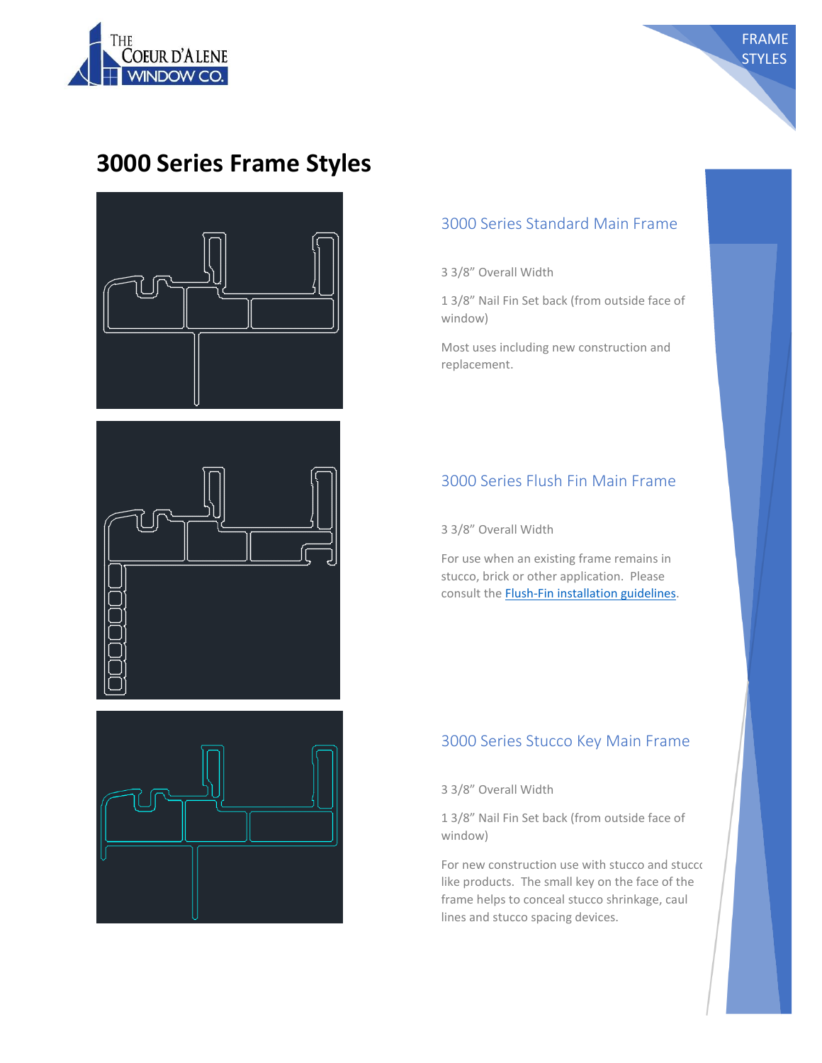# 3000 Series Frame Styles

## 3000 Series Standard Main Frame

3 3/8" Overall Width

1 3/8" Nail Fin Set back (from outside face of window)

Most uses including new construction and replacement.

## 3000 Series Flush Fin Main Frame

3 3/8" Overall Width

For use when an existing frame remains in stucco, brick or other application. Please consult the Flush-Fin installation guidelines.

## 3000 Series Stucco Key Main Frame

3 3/8" Overall Width

1 3/8" Nail Fin Set back (from outside face of window)

For new construction use with stucco and stucco like products. The small key on the face of the frame helps to conceal stucco shrinkage, caul lines and stucco spacing devices.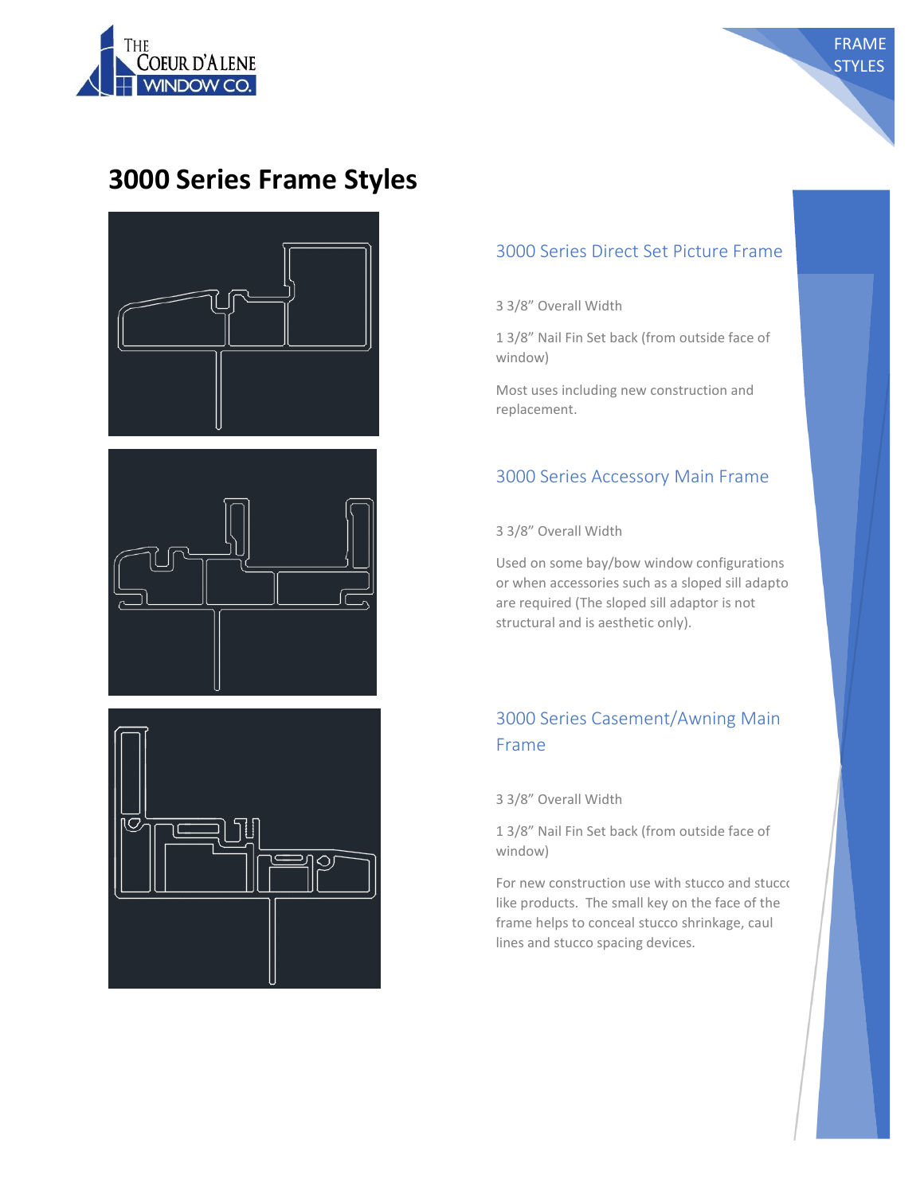# 3000 Series Frame Styles

### 3000 Series Direct Set Picture Frame

3 3/8" Overall Width

1 3/8" Nail Fin Set back (from outside face of window)

Most uses including new construction and replacement.

### 3000 Series Accessory Main Frame

3 3/8" Overall Width

Used on some bay/bow window configurations or when accessories such as a sloped sill adapto are required (The sloped sill adaptor is not structural and is aesthetic only).

### 3000 Series Casement/Awning Main Frame

3 3/8" Overall Width

1 3/8" Nail Fin Set back (from outside face of window)

For new construction use with stucco and stucco like products. The small key on the face of the frame helps to conceal stucco shrinkage, caul lines and stucco spacing devices.